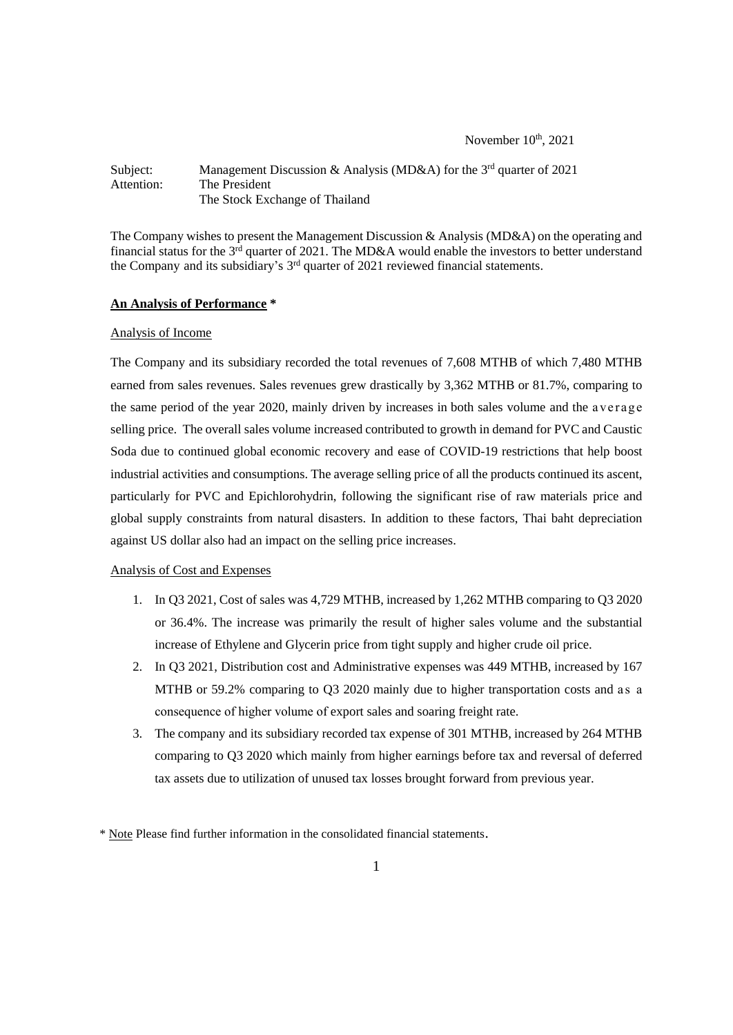November 10th, 2021

Subject: Management Discussion & Analysis (MD&A) for the 3rd quarter of 2021
Attention: The President
The Stock Exchange of Thailand

The Company wishes to present the Management Discussion & Analysis (MD&A) on the operating and financial status for the 3rd quarter of 2021. The MD&A would enable the investors to better understand the Company and its subsidiary's 3rd quarter of 2021 reviewed financial statements.

## **An Analysis of Performance** *

### Analysis of Income

The Company and its subsidiary recorded the total revenues of 7,608 MTHB of which 7,480 MTHB earned from sales revenues. Sales revenues grew drastically by 3,362 MTHB or 81.7%, comparing to the same period of the year 2020, mainly driven by increases in both sales volume and the average selling price. The overall sales volume increased contributed to growth in demand for PVC and Caustic Soda due to continued global economic recovery and ease of COVID-19 restrictions that help boost industrial activities and consumptions. The average selling price of all the products continued its ascent, particularly for PVC and Epichlorohydrin, following the significant rise of raw materials price and global supply constraints from natural disasters. In addition to these factors, Thai baht depreciation against US dollar also had an impact on the selling price increases.

### Analysis of Cost and Expenses

1. In Q3 2021, Cost of sales was 4,729 MTHB, increased by 1,262 MTHB comparing to Q3 2020 or 36.4%. The increase was primarily the result of higher sales volume and the substantial increase of Ethylene and Glycerin price from tight supply and higher crude oil price.
2. In Q3 2021, Distribution cost and Administrative expenses was 449 MTHB, increased by 167 MTHB or 59.2% comparing to Q3 2020 mainly due to higher transportation costs and as a consequence of higher volume of export sales and soaring freight rate.
3. The company and its subsidiary recorded tax expense of 301 MTHB, increased by 264 MTHB comparing to Q3 2020 which mainly from higher earnings before tax and reversal of deferred tax assets due to utilization of unused tax losses brought forward from previous year.

\* Note Please find further information in the consolidated financial statements.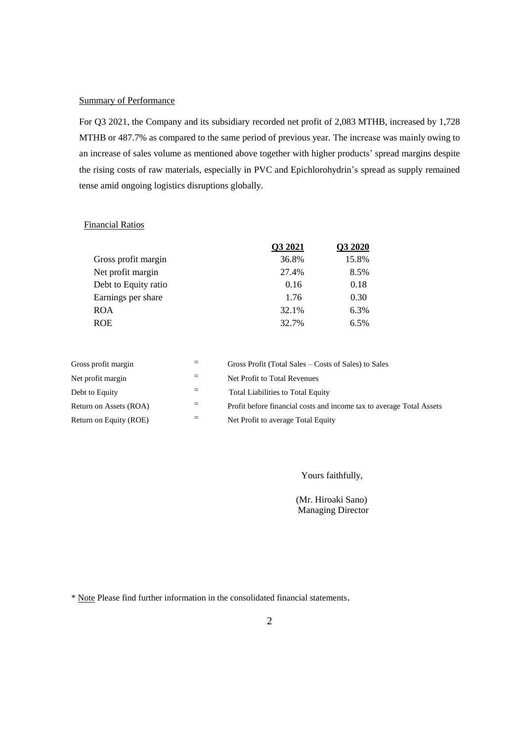## Summary of Performance

For Q3 2021, the Company and its subsidiary recorded net profit of 2,083 MTHB, increased by 1,728 MTHB or 487.7% as compared to the same period of previous year. The increase was mainly owing to an increase of sales volume as mentioned above together with higher products' spread margins despite the rising costs of raw materials, especially in PVC and Epichlorohydrin's spread as supply remained tense amid ongoing logistics disruptions globally.

## Financial Ratios

| | Q3 2021 | Q3 2020 |
|---|---|---|
| Gross profit margin | 36.8% | 15.8% |
| Net profit margin | 27.4% | 8.5% |
| Debt to Equity ratio | 0.16 | 0.18 |
| Earnings per share | 1.76 | 0.30 |
| ROA | 32.1% | 6.3% |
| ROE | 32.7% | 6.5% |

| | | |
|---|---|---|
| Gross profit margin | = | Gross Profit (Total Sales – Costs of Sales) to Sales |
| Net profit margin | = | Net Profit to Total Revenues |
| Debt to Equity | = | Total Liabilities to Total Equity |
| Return on Assets (ROA) | = | Profit before financial costs and income tax to average Total Assets |
| Return on Equity (ROE) | = | Net Profit to average Total Equity |

Yours faithfully,

(Mr. Hiroaki Sano)
Managing Director

* Note Please find further information in the consolidated financial statements.